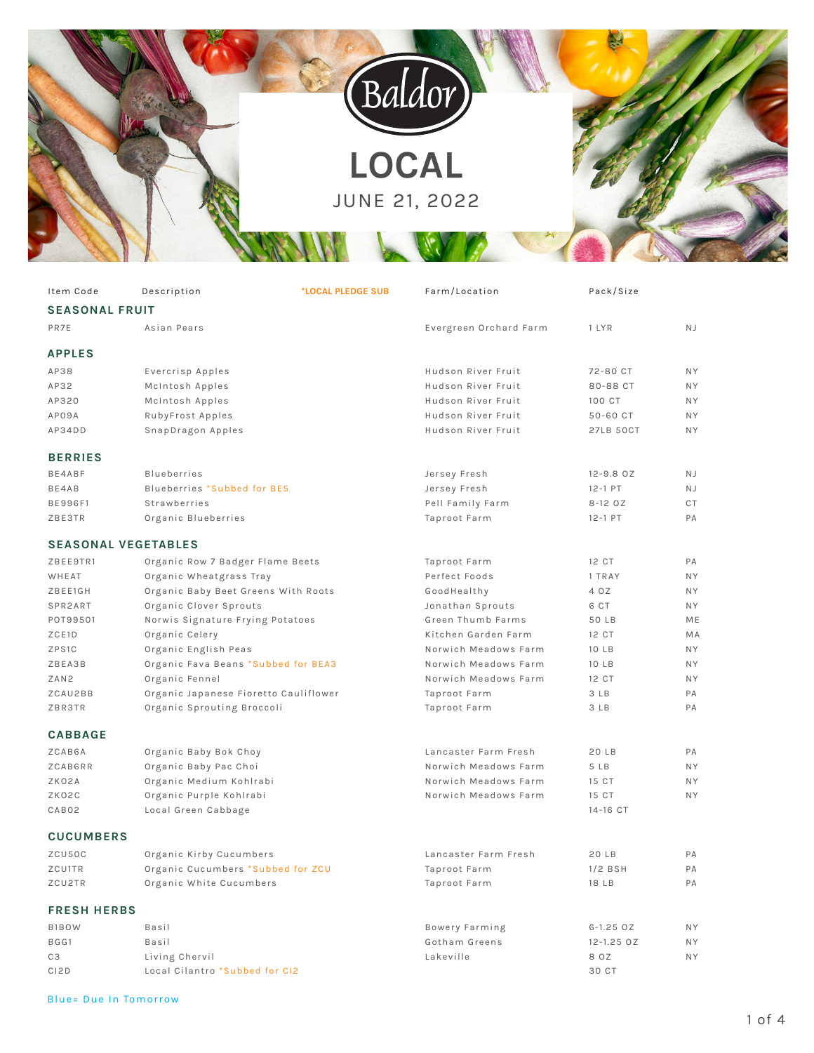# Baldor

# LOCAL

JUNE 21, 2022

| Item Code | Description | *LOCAL PLEDGE SUB | Farm/Location | Pack/Size | |
|---|---|---|---|---|---|
| **SEASONAL FRUIT** | | | | | |
| PR7E | Asian Pears | | Evergreen Orchard Farm | 1 LYR | NJ |
| **APPLES** | | | | | |
| AP38 | Evercrisp Apples | | Hudson River Fruit | 72-80 CT | NY |
| AP32 | McIntosh Apples | | Hudson River Fruit | 80-88 CT | NY |
| AP320 | McIntosh Apples | | Hudson River Fruit | 100 CT | NY |
| AP09A | RubyFrost Apples | | Hudson River Fruit | 50-60 CT | NY |
| AP34DD | SnapDragon Apples | | Hudson River Fruit | 27LB 50CT | NY |
| **BERRIES** | | | | | |
| BE4ABF | Blueberries | | Jersey Fresh | 12-9.8 OZ | NJ |
| BE4AB | Blueberries *Subbed for BE5 | | Jersey Fresh | 12-1 PT | NJ |
| BE996F1 | Strawberries | | Pell Family Farm | 8-12 OZ | CT |
| ZBE3TR | Organic Blueberries | | Taproot Farm | 12-1 PT | PA |
| **SEASONAL VEGETABLES** | | | | | |
| ZBEE9TR1 | Organic Row 7 Badger Flame Beets | | Taproot Farm | 12 CT | PA |
| WHEAT | Organic Wheatgrass Tray | | Perfect Foods | 1 TRAY | NY |
| ZBEE1GH | Organic Baby Beet Greens With Roots | | GoodHealthy | 4 OZ | NY |
| SPR2ART | Organic Clover Sprouts | | Jonathan Sprouts | 6 CT | NY |
| POT99501 | Norwis Signature Frying Potatoes | | Green Thumb Farms | 50 LB | ME |
| ZCE1D | Organic Celery | | Kitchen Garden Farm | 12 CT | MA |
| ZPS1C | Organic English Peas | | Norwich Meadows Farm | 10 LB | NY |
| ZBEA3B | Organic Fava Beans *Subbed for BEA3 | | Norwich Meadows Farm | 10 LB | NY |
| ZAN2 | Organic Fennel | | Norwich Meadows Farm | 12 CT | NY |
| ZCAU2BB | Organic Japanese Fioretto Cauliflower | | Taproot Farm | 3 LB | PA |
| ZBR3TR | Organic Sprouting Broccoli | | Taproot Farm | 3 LB | PA |
| **CABBAGE** | | | | | |
| ZCAB6A | Organic Baby Bok Choy | | Lancaster Farm Fresh | 20 LB | PA |
| ZCAB6RR | Organic Baby Pac Choi | | Norwich Meadows Farm | 5 LB | NY |
| ZKO2A | Organic Medium Kohlrabi | | Norwich Meadows Farm | 15 CT | NY |
| ZKO2C | Organic Purple Kohlrabi | | Norwich Meadows Farm | 15 CT | NY |
| CAB02 | Local Green Cabbage | | | 14-16 CT | |
| **CUCUMBERS** | | | | | |
| ZCU50C | Organic Kirby Cucumbers | | Lancaster Farm Fresh | 20 LB | PA |
| ZCU1TR | Organic Cucumbers *Subbed for ZCU | | Taproot Farm | 1/2 BSH | PA |
| ZCU2TR | Organic White Cucumbers | | Taproot Farm | 18 LB | PA |
| **FRESH HERBS** | | | | | |
| B1BOW | Basil | | Bowery Farming | 6-1.25 OZ | NY |
| BGG1 | Basil | | Gotham Greens | 12-1.25 OZ | NY |
| C3 | Living Chervil | | Lakeville | 8 OZ | NY |
| CI2D | Local Cilantro *Subbed for CI2 | | | 30 CT | |

Blue= Due In Tomorrow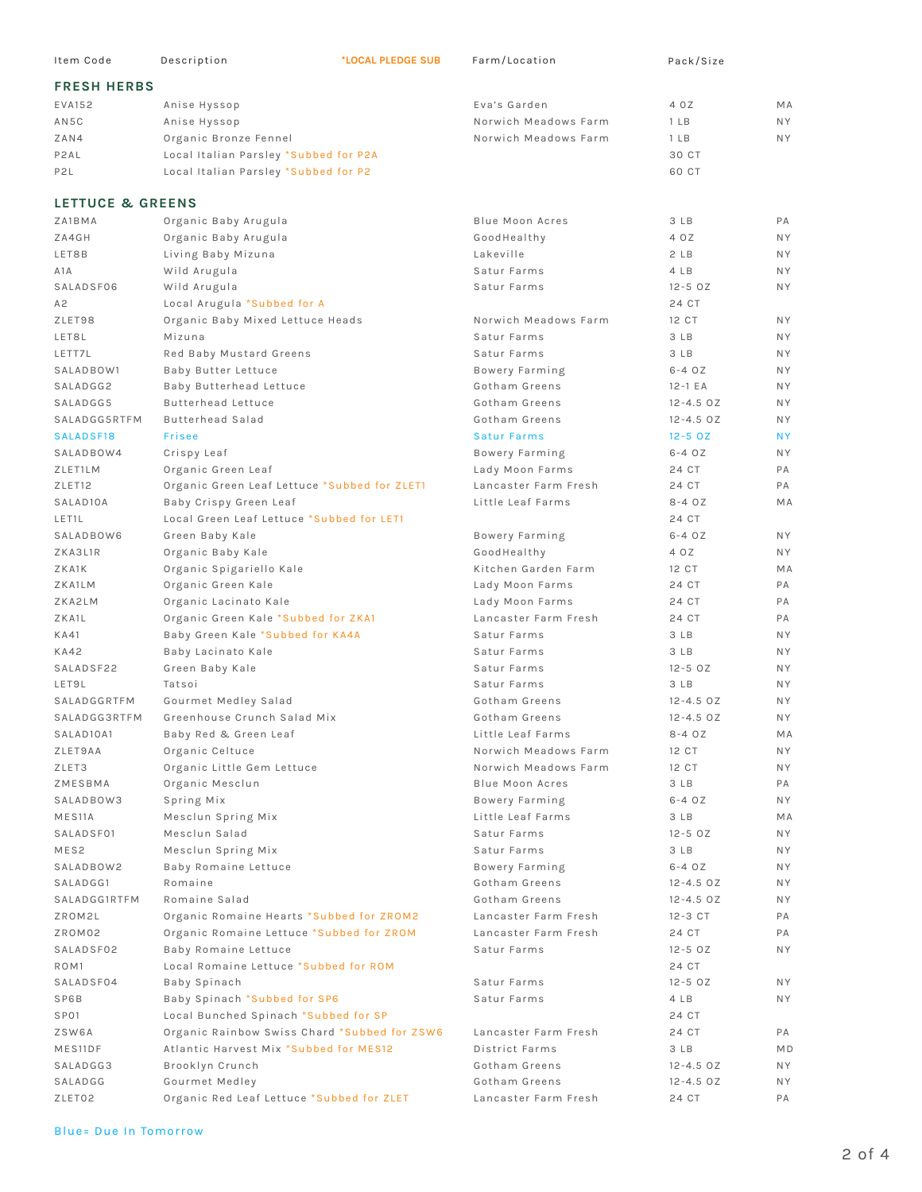| Item Code | Description | *LOCAL PLEDGE SUB | Farm/Location | Pack/Size | |
|---|---|---|---|---|---|
| **FRESH HERBS** | | | | | |
| EVA152 | Anise Hyssop | | Eva's Garden | 4 OZ | MA |
| AN5C | Anise Hyssop | | Norwich Meadows Farm | 1 LB | NY |
| ZAN4 | Organic Bronze Fennel | | Norwich Meadows Farm | 1 LB | NY |
| P2AL | Local Italian Parsley *Subbed for P2A | | | 30 CT | |
| P2L | Local Italian Parsley *Subbed for P2 | | | 60 CT | |
| **LETTUCE & GREENS** | | | | | |
| ZA1BMA | Organic Baby Arugula | | Blue Moon Acres | 3 LB | PA |
| ZA4GH | Organic Baby Arugula | | GoodHealthy | 4 OZ | NY |
| LET8B | Living Baby Mizuna | | Lakeville | 2 LB | NY |
| A1A | Wild Arugula | | Satur Farms | 4 LB | NY |
| SALADSF06 | Wild Arugula | | Satur Farms | 12-5 OZ | NY |
| A2 | Local Arugula *Subbed for A | | | 24 CT | |
| ZLET98 | Organic Baby Mixed Lettuce Heads | | Norwich Meadows Farm | 12 CT | NY |
| LET8L | Mizuna | | Satur Farms | 3 LB | NY |
| LETT7L | Red Baby Mustard Greens | | Satur Farms | 3 LB | NY |
| SALADBOW1 | Baby Butter Lettuce | | Bowery Farming | 6-4 OZ | NY |
| SALADGG2 | Baby Butterhead Lettuce | | Gotham Greens | 12-1 EA | NY |
| SALADGG5 | Butterhead Lettuce | | Gotham Greens | 12-4.5 OZ | NY |
| SALADGG5RTFM | Butterhead Salad | | Gotham Greens | 12-4.5 OZ | NY |
| SALADSF18 | Frisee | | Satur Farms | 12-5 OZ | NY |
| SALADBOW4 | Crispy Leaf | | Bowery Farming | 6-4 OZ | NY |
| ZLET1LM | Organic Green Leaf | | Lady Moon Farms | 24 CT | PA |
| ZLET12 | Organic Green Leaf Lettuce *Subbed for ZLET1 | | Lancaster Farm Fresh | 24 CT | PA |
| SALAD10A | Baby Crispy Green Leaf | | Little Leaf Farms | 8-4 OZ | MA |
| LET1L | Local Green Leaf Lettuce *Subbed for LET1 | | | 24 CT | |
| SALADBOW6 | Green Baby Kale | | Bowery Farming | 6-4 OZ | NY |
| ZKA3L1R | Organic Baby Kale | | GoodHealthy | 4 OZ | NY |
| ZKA1K | Organic Spigariello Kale | | Kitchen Garden Farm | 12 CT | MA |
| ZKA1LM | Organic Green Kale | | Lady Moon Farms | 24 CT | PA |
| ZKA2LM | Organic Lacinato Kale | | Lady Moon Farms | 24 CT | PA |
| ZKA1L | Organic Green Kale *Subbed for ZKA1 | | Lancaster Farm Fresh | 24 CT | PA |
| KA41 | Baby Green Kale *Subbed for KA4A | | Satur Farms | 3 LB | NY |
| KA42 | Baby Lacinato Kale | | Satur Farms | 3 LB | NY |
| SALADSF22 | Green Baby Kale | | Satur Farms | 12-5 OZ | NY |
| LET9L | Tatsoi | | Satur Farms | 3 LB | NY |
| SALADGGRTFM | Gourmet Medley Salad | | Gotham Greens | 12-4.5 OZ | NY |
| SALADGG3RTFM | Greenhouse Crunch Salad Mix | | Gotham Greens | 12-4.5 OZ | NY |
| SALAD10A1 | Baby Red & Green Leaf | | Little Leaf Farms | 8-4 OZ | MA |
| ZLET9AA | Organic Celtuce | | Norwich Meadows Farm | 12 CT | NY |
| ZLET3 | Organic Little Gem Lettuce | | Norwich Meadows Farm | 12 CT | NY |
| ZMESBMA | Organic Mesclun | | Blue Moon Acres | 3 LB | PA |
| SALADBOW3 | Spring Mix | | Bowery Farming | 6-4 OZ | NY |
| MES11A | Mesclun Spring Mix | | Little Leaf Farms | 3 LB | MA |
| SALADSF01 | Mesclun Salad | | Satur Farms | 12-5 OZ | NY |
| MES2 | Mesclun Spring Mix | | Satur Farms | 3 LB | NY |
| SALADBOW2 | Baby Romaine Lettuce | | Bowery Farming | 6-4 OZ | NY |
| SALADGG1 | Romaine | | Gotham Greens | 12-4.5 OZ | NY |
| SALADGG1RTFM | Romaine Salad | | Gotham Greens | 12-4.5 OZ | NY |
| ZROM2L | Organic Romaine Hearts *Subbed for ZROM2 | | Lancaster Farm Fresh | 12-3 CT | PA |
| ZROM02 | Organic Romaine Lettuce *Subbed for ZROM | | Lancaster Farm Fresh | 24 CT | PA |
| SALADSF02 | Baby Romaine Lettuce | | Satur Farms | 12-5 OZ | NY |
| ROM1 | Local Romaine Lettuce *Subbed for ROM | | | 24 CT | |
| SALADSF04 | Baby Spinach | | Satur Farms | 12-5 OZ | NY |
| SP6B | Baby Spinach *Subbed for SP6 | | Satur Farms | 4 LB | NY |
| SP01 | Local Bunched Spinach *Subbed for SP | | | 24 CT | |
| ZSW6A | Organic Rainbow Swiss Chard *Subbed for ZSW6 | | Lancaster Farm Fresh | 24 CT | PA |
| MES11DF | Atlantic Harvest Mix *Subbed for MES12 | | District Farms | 3 LB | MD |
| SALADGG3 | Brooklyn Crunch | | Gotham Greens | 12-4.5 OZ | NY |
| SALADGG | Gourmet Medley | | Gotham Greens | 12-4.5 OZ | NY |
| ZLET02 | Organic Red Leaf Lettuce *Subbed for ZLET | | Lancaster Farm Fresh | 24 CT | PA |

Blue= Due In Tomorrow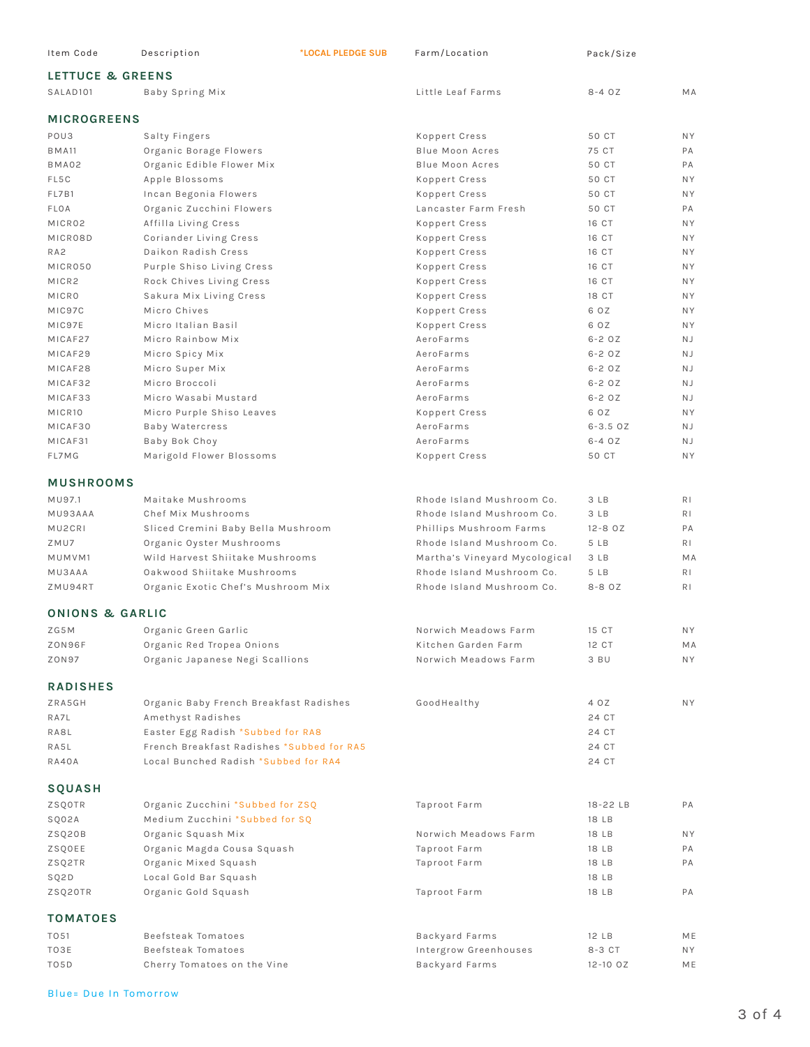| Item Code | Description | *LOCAL PLEDGE SUB | Farm/Location | Pack/Size | |
|---|---|---|---|---|---|
| **LETTUCE & GREENS** | | | | | |
| SALAD101 | Baby Spring Mix | | Little Leaf Farms | 8-4 OZ | MA |
| **MICROGREENS** | | | | | |
| POU3 | Salty Fingers | | Koppert Cress | 50 CT | NY |
| BMA11 | Organic Borage Flowers | | Blue Moon Acres | 75 CT | PA |
| BMA02 | Organic Edible Flower Mix | | Blue Moon Acres | 50 CT | PA |
| FL5C | Apple Blossoms | | Koppert Cress | 50 CT | NY |
| FL7B1 | Incan Begonia Flowers | | Koppert Cress | 50 CT | NY |
| FL0A | Organic Zucchini Flowers | | Lancaster Farm Fresh | 50 CT | PA |
| MICRO2 | Affilla Living Cress | | Koppert Cress | 16 CT | NY |
| MICRO8D | Coriander Living Cress | | Koppert Cress | 16 CT | NY |
| RA2 | Daikon Radish Cress | | Koppert Cress | 16 CT | NY |
| MICRO50 | Purple Shiso Living Cress | | Koppert Cress | 16 CT | NY |
| MICR2 | Rock Chives Living Cress | | Koppert Cress | 16 CT | NY |
| MICRO | Sakura Mix Living Cress | | Koppert Cress | 18 CT | NY |
| MIC97C | Micro Chives | | Koppert Cress | 6 OZ | NY |
| MIC97E | Micro Italian Basil | | Koppert Cress | 6 OZ | NY |
| MICAF27 | Micro Rainbow Mix | | AeroFarms | 6-2 OZ | NJ |
| MICAF29 | Micro Spicy Mix | | AeroFarms | 6-2 OZ | NJ |
| MICAF28 | Micro Super Mix | | AeroFarms | 6-2 OZ | NJ |
| MICAF32 | Micro Broccoli | | AeroFarms | 6-2 OZ | NJ |
| MICAF33 | Micro Wasabi Mustard | | AeroFarms | 6-2 OZ | NJ |
| MICR10 | Micro Purple Shiso Leaves | | Koppert Cress | 6 OZ | NY |
| MICAF30 | Baby Watercress | | AeroFarms | 6-3.5 OZ | NJ |
| MICAF31 | Baby Bok Choy | | AeroFarms | 6-4 OZ | NJ |
| FL7MG | Marigold Flower Blossoms | | Koppert Cress | 50 CT | NY |
| **MUSHROOMS** | | | | | |
| MU97.1 | Maitake Mushrooms | | Rhode Island Mushroom Co. | 3 LB | RI |
| MU93AAA | Chef Mix Mushrooms | | Rhode Island Mushroom Co. | 3 LB | RI |
| MU2CRI | Sliced Cremini Baby Bella Mushroom | | Phillips Mushroom Farms | 12-8 OZ | PA |
| ZMU7 | Organic Oyster Mushrooms | | Rhode Island Mushroom Co. | 5 LB | RI |
| MUMVM1 | Wild Harvest Shiitake Mushrooms | | Martha's Vineyard Mycological | 3 LB | MA |
| MU3AAA | Oakwood Shiitake Mushrooms | | Rhode Island Mushroom Co. | 5 LB | RI |
| ZMU94RT | Organic Exotic Chef's Mushroom Mix | | Rhode Island Mushroom Co. | 8-8 OZ | RI |
| **ONIONS & GARLIC** | | | | | |
| ZG5M | Organic Green Garlic | | Norwich Meadows Farm | 15 CT | NY |
| ZON96F | Organic Red Tropea Onions | | Kitchen Garden Farm | 12 CT | MA |
| ZON97 | Organic Japanese Negi Scallions | | Norwich Meadows Farm | 3 BU | NY |
| **RADISHES** | | | | | |
| ZRA5GH | Organic Baby French Breakfast Radishes | | GoodHealthy | 4 OZ | NY |
| RA7L | Amethyst Radishes | | | 24 CT | |
| RA8L | Easter Egg Radish | *Subbed for RA8 | | 24 CT | |
| RA5L | French Breakfast Radishes | *Subbed for RA5 | | 24 CT | |
| RA40A | Local Bunched Radish | *Subbed for RA4 | | 24 CT | |
| **SQUASH** | | | | | |
| ZSQ0TR | Organic Zucchini | *Subbed for ZSQ | Taproot Farm | 18-22 LB | PA |
| SQ02A | Medium Zucchini | *Subbed for SQ | | 18 LB | |
| ZSQ20B | Organic Squash Mix | | Norwich Meadows Farm | 18 LB | NY |
| ZSQ0EE | Organic Magda Cousa Squash | | Taproot Farm | 18 LB | PA |
| ZSQ2TR | Organic Mixed Squash | | Taproot Farm | 18 LB | PA |
| SQ2D | Local Gold Bar Squash | | | 18 LB | |
| ZSQ20TR | Organic Gold Squash | | Taproot Farm | 18 LB | PA |
| **TOMATOES** | | | | | |
| TO51 | Beefsteak Tomatoes | | Backyard Farms | 12 LB | ME |
| TO3E | Beefsteak Tomatoes | | Intergrow Greenhouses | 8-3 CT | NY |
| TO5D | Cherry Tomatoes on the Vine | | Backyard Farms | 12-10 OZ | ME |

Blue= Due In Tomorrow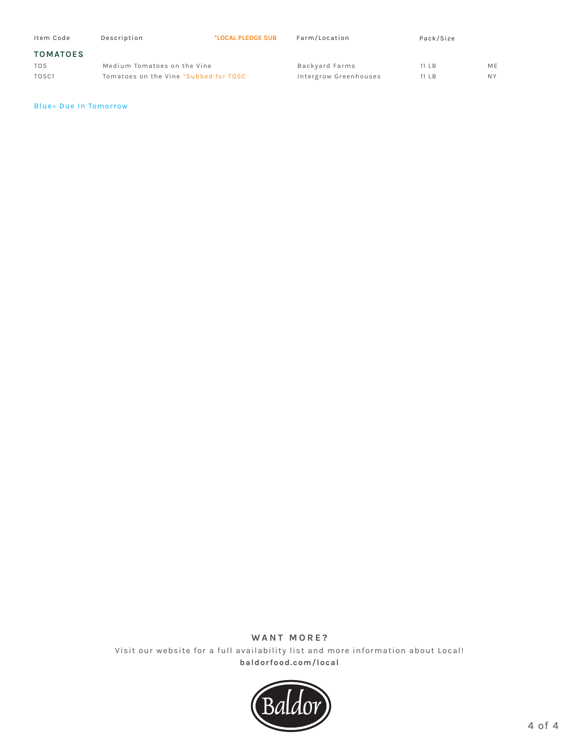| Item Code | Description | *LOCAL PLEDGE SUB | Farm/Location | Pack/Size | |
|---|---|---|---|---|---|
| **TOMATOES** | | | | | |
| TO5 | Medium Tomatoes on the Vine | | Backyard Farms | 11 LB | ME |
| TO5C1 | Tomatoes on the Vine *Subbed for TO5C | | Intergrow Greenhouses | 11 LB | NY |

Blue= Due In Tomorrow

**WANT MORE?**

Visit our website for a full availability list and more information about Local!

**baldorfood.com/local**

Baldor